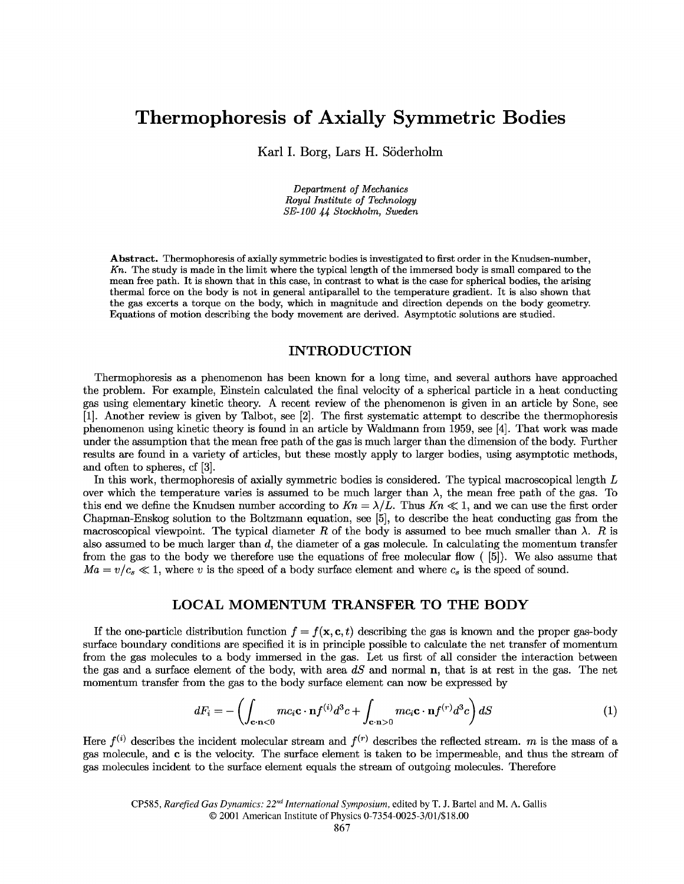# Thermophoresis of Axially Symmetric Bodies

Karl I. Borg, Lars H. Söderholm

*Department of Mechanics*
*Royal Institute of Technology*
*SE-100 44 Stockholm, Sweden*

**Abstract.** Thermophoresis of axially symmetric bodies is investigated to first order in the Knudsen-number, $Kn$. The study is made in the limit where the typical length of the immersed body is small compared to the mean free path. It is shown that in this case, in contrast to what is the case for spherical bodies, the arising thermal force on the body is not in general antiparallel to the temperature gradient. It is also shown that the gas excerts a torque on the body, which in magnitude and direction depends on the body geometry. Equations of motion describing the body movement are derived. Asymptotic solutions are studied.

## INTRODUCTION

Thermophoresis as a phenomenon has been known for a long time, and several authors have approached the problem. For example, Einstein calculated the final velocity of a spherical particle in a heat conducting gas using elementary kinetic theory. A recent review of the phenomenon is given in an article by Sone, see [1]. Another review is given by Talbot, see [2]. The first systematic attempt to describe the thermophoresis phenomenon using kinetic theory is found in an article by Waldmann from 1959, see [4]. That work was made under the assumption that the mean free path of the gas is much larger than the dimension of the body. Further results are found in a variety of articles, but these mostly apply to larger bodies, using asymptotic methods, and often to spheres, cf [3].

In this work, thermophoresis of axially symmetric bodies is considered. The typical macroscopical length $L$ over which the temperature varies is assumed to be much larger than $\lambda$, the mean free path of the gas. To this end we define the Knudsen number according to $Kn = \lambda/L$. Thus $Kn \ll 1$, and we can use the first order Chapman-Enskog solution to the Boltzmann equation, see [5], to describe the heat conducting gas from the macroscopical viewpoint. The typical diameter $R$ of the body is assumed to be much smaller than $\lambda$. $R$ is also assumed to be much larger than $d$, the diameter of a gas molecule. In calculating the momentum transfer from the gas to the body we therefore use the equations of free molecular flow ( [5]). We also assume that $Ma = v/c_s \ll 1$, where $v$ is the speed of a body surface element and where $c_s$ is the speed of sound.

## LOCAL MOMENTUM TRANSFER TO THE BODY

If the one-particle distribution function $f = f(\mathbf{x}, \mathbf{c}, t)$ describing the gas is known and the proper gas-body surface boundary conditions are specified it is in principle possible to calculate the net transfer of momentum from the gas molecules to a body immersed in the gas. Let us first of all consider the interaction between the gas and a surface element of the body, with area $dS$ and normal $\mathbf{n}$, that is at rest in the gas. The net momentum transfer from the gas to the body surface element can now be expressed by

$$dF_i = -\left(\int_{\mathbf{c}\cdot\mathbf{n}<0} mc_i\mathbf{c}\cdot\mathbf{n}f^{(i)}d^3c + \int_{\mathbf{c}\cdot\mathbf{n}>0} mc_i\mathbf{c}\cdot\mathbf{n}f^{(r)}d^3c\right)dS \tag{1}$$

Here $f^{(i)}$ describes the incident molecular stream and $f^{(r)}$ describes the reflected stream. $m$ is the mass of a gas molecule, and $\mathbf{c}$ is the velocity. The surface element is taken to be impermeable, and thus the stream of gas molecules incident to the surface element equals the stream of outgoing molecules. Therefore

CP585, *Rarefied Gas Dynamics: 22nd International Symposium,* edited by T. J. Bartel and M. A. Gallis
© 2001 American Institute of Physics 0-7354-0025-3/01/$18.00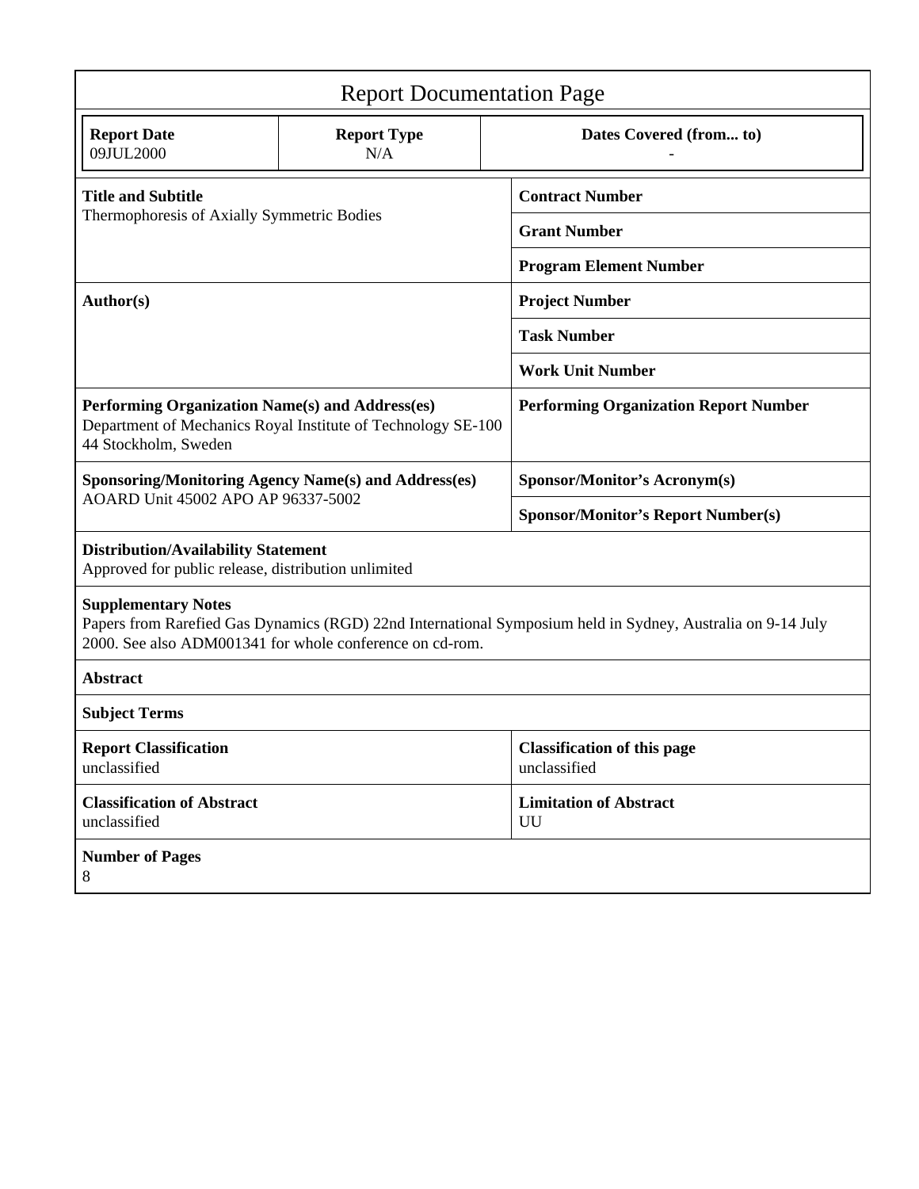# Report Documentation Page

| Report Date | Report Type | Dates Covered (from... to) |
| --- | --- | --- |
| 09JUL2000 | N/A | - |

| | |
| --- | --- |
| **Title and Subtitle**<br>Thermophoresis of Axially Symmetric Bodies | **Contract Number** |
| | **Grant Number** |
| | **Program Element Number** |
| **Author(s)** | **Project Number** |
| | **Task Number** |
| | **Work Unit Number** |
| **Performing Organization Name(s) and Address(es)**<br>Department of Mechanics Royal Institute of Technology SE-100 44 Stockholm, Sweden | **Performing Organization Report Number** |
| **Sponsoring/Monitoring Agency Name(s) and Address(es)**<br>AOARD Unit 45002 APO AP 96337-5002 | **Sponsor/Monitor's Acronym(s)** |
| | **Sponsor/Monitor's Report Number(s)** |

**Distribution/Availability Statement**
Approved for public release, distribution unlimited

**Supplementary Notes**
Papers from Rarefied Gas Dynamics (RGD) 22nd International Symposium held in Sydney, Australia on 9-14 July 2000. See also ADM001341 for whole conference on cd-rom.

**Abstract**

**Subject Terms**

| | |
| --- | --- |
| **Report Classification**<br>unclassified | **Classification of this page**<br>unclassified |
| **Classification of Abstract**<br>unclassified | **Limitation of Abstract**<br>UU |

**Number of Pages**
8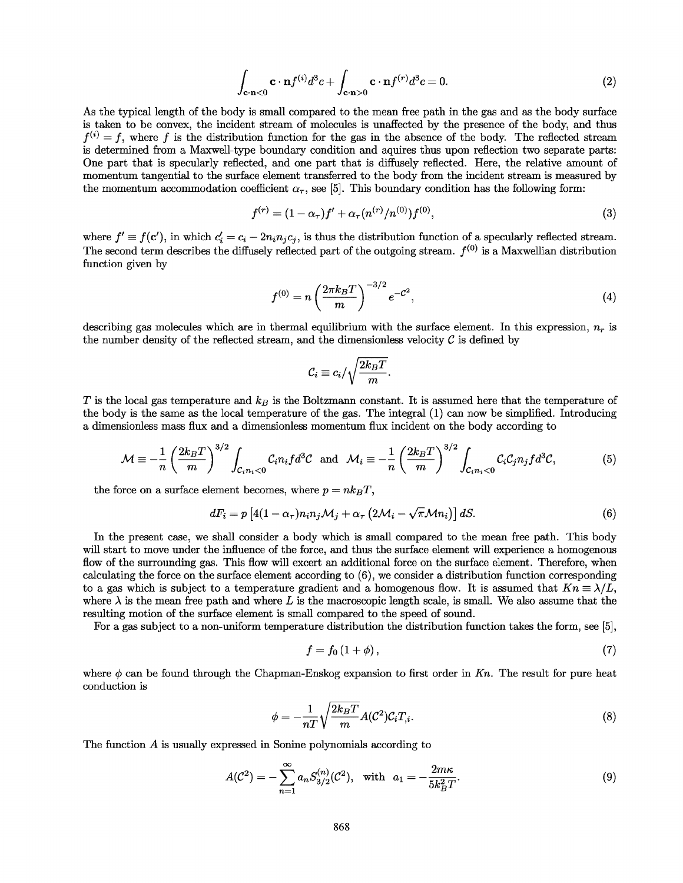$$\int_{\mathbf{c}\cdot\mathbf{n}<0} \mathbf{c}\cdot\mathbf{n} f^{(i)} d^3c + \int_{\mathbf{c}\cdot\mathbf{n}>0} \mathbf{c}\cdot\mathbf{n} f^{(r)} d^3c = 0. \tag{2}$$

As the typical length of the body is small compared to the mean free path in the gas and as the body surface is taken to be convex, the incident stream of molecules is unaffected by the presence of the body, and thus $f^{(i)} = f$, where $f$ is the distribution function for the gas in the absence of the body. The reflected stream is determined from a Maxwell-type boundary condition and aquires thus upon reflection two separate parts: One part that is specularly reflected, and one part that is diffusely reflected. Here, the relative amount of momentum tangential to the surface element transferred to the body from the incident stream is measured by the momentum accommodation coefficient $\alpha_\tau$, see [5]. This boundary condition has the following form:

$$f^{(r)} = (1-\alpha_\tau) f' + \alpha_\tau (n^{(r)}/n^{(0)}) f^{(0)}, \tag{3}$$

where $f' \equiv f(\mathbf{c}')$, in which $c_i' = c_i - 2n_i n_j c_j$, is thus the distribution function of a specularly reflected stream. The second term describes the diffusely reflected part of the outgoing stream. $f^{(0)}$ is a Maxwellian distribution function given by

$$f^{(0)} = n \left( \frac{2\pi k_B T}{m} \right)^{-3/2} e^{-\mathcal{C}^2}, \tag{4}$$

describing gas molecules which are in thermal equilibrium with the surface element. In this expression, $n_r$ is the number density of the reflected stream, and the dimensionless velocity $\mathcal{C}$ is defined by

$$\mathcal{C}_i \equiv c_i / \sqrt{\frac{2k_B T}{m}}.$$

$T$ is the local gas temperature and $k_B$ is the Boltzmann constant. It is assumed here that the temperature of the body is the same as the local temperature of the gas. The integral (1) can now be simplified. Introducing a dimensionless mass flux and a dimensionless momentum flux incident on the body according to

$$\mathcal{M} \equiv -\frac{1}{n}\left(\frac{2k_B T}{m}\right)^{3/2} \int_{\mathcal{C}_i n_i < 0} \mathcal{C}_i n_i f d^3\mathcal{C} \quad \text{and} \quad \mathcal{M}_i \equiv -\frac{1}{n}\left(\frac{2k_B T}{m}\right)^{3/2} \int_{\mathcal{C}_i n_i < 0} \mathcal{C}_i \mathcal{C}_j n_j f d^3\mathcal{C}, \tag{5}$$

the force on a surface element becomes, where $p = nk_B T$,

$$dF_i = p\left[4(1-\alpha_\tau) n_i n_j \mathcal{M}_j + \alpha_\tau \left(2\mathcal{M}_i - \sqrt{\pi}\mathcal{M} n_i\right)\right] dS. \tag{6}$$

In the present case, we shall consider a body which is small compared to the mean free path. This body will start to move under the influence of the force, and thus the surface element will experience a homogenous flow of the surrounding gas. This flow will excert an additional force on the surface element. Therefore, when calculating the force on the surface element according to (6), we consider a distribution function corresponding to a gas which is subject to a temperature gradient and a homogenous flow. It is assumed that $Kn \equiv \lambda/L$, where $\lambda$ is the mean free path and where $L$ is the macroscopic length scale, is small. We also assume that the resulting motion of the surface element is small compared to the speed of sound.

For a gas subject to a non-uniform temperature distribution the distribution function takes the form, see [5],

$$f = f_0 (1 + \phi), \tag{7}$$

where $\phi$ can be found through the Chapman-Enskog expansion to first order in $Kn$. The result for pure heat conduction is

$$\phi = -\frac{1}{nT}\sqrt{\frac{2k_B T}{m}} A(\mathcal{C}^2)\mathcal{C}_i T_{,i}. \tag{8}$$

The function $A$ is usually expressed in Sonine polynomials according to

$$A(\mathcal{C}^2) = -\sum_{n=1}^{\infty} a_n S_{3/2}^{(n)}(\mathcal{C}^2), \quad \text{with} \quad a_1 = -\frac{2m\kappa}{5k_B^2 T}. \tag{9}$$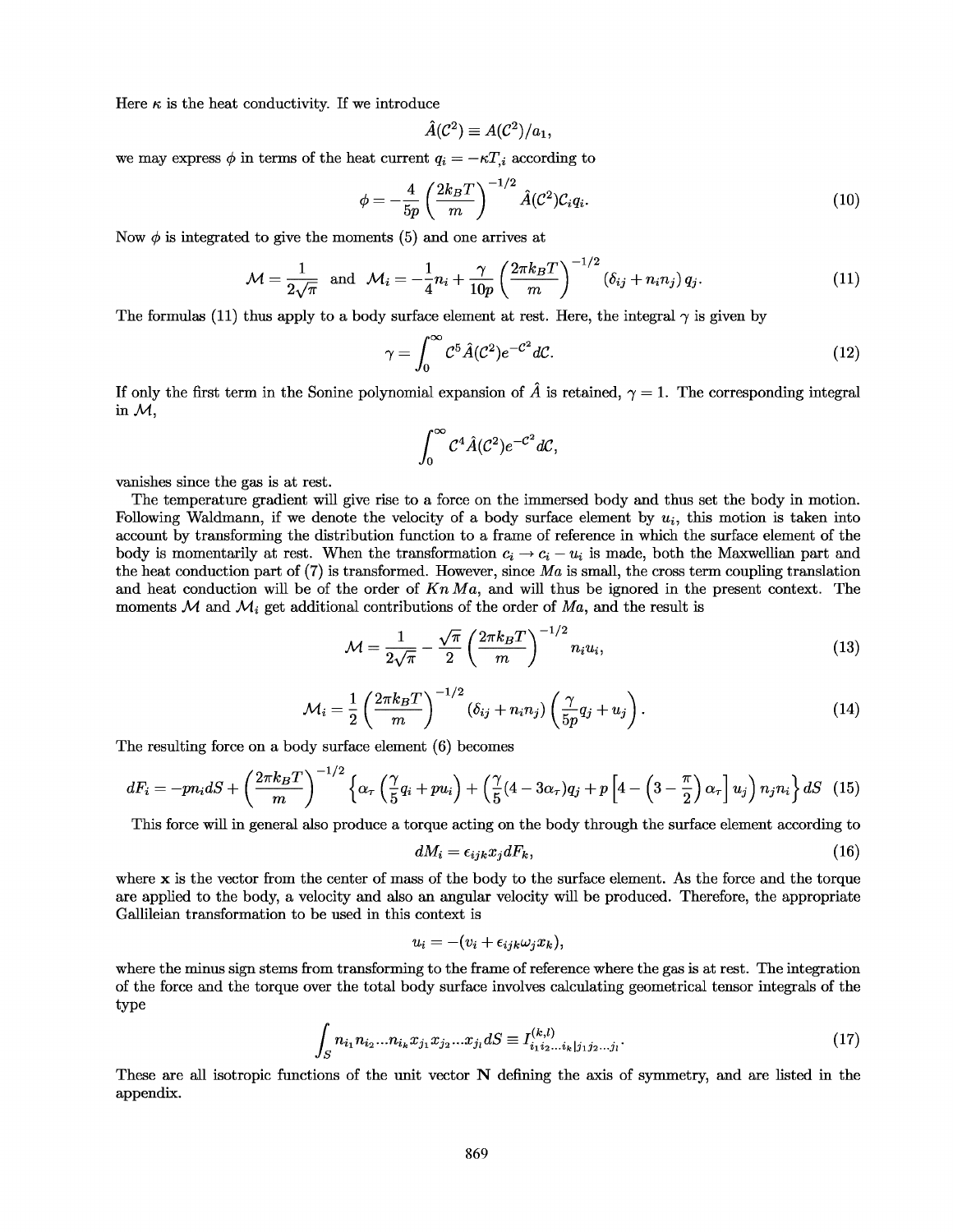Here $\kappa$ is the heat conductivity. If we introduce

$$\hat{A}(\mathcal{C}^2) \equiv A(\mathcal{C}^2)/a_1,$$

we may express $\phi$ in terms of the heat current $q_i = -\kappa T_{,i}$ according to

$$\phi = -\frac{4}{5p}\left(\frac{2k_BT}{m}\right)^{-1/2}\hat{A}(\mathcal{C}^2)\mathcal{C}_i q_i. \tag{10}$$

Now $\phi$ is integrated to give the moments (5) and one arrives at

$$\mathcal{M} = \frac{1}{2\sqrt{\pi}} \quad \text{and} \quad \mathcal{M}_i = -\frac{1}{4}n_i + \frac{\gamma}{10p}\left(\frac{2\pi k_BT}{m}\right)^{-1/2}(\delta_{ij} + n_i n_j)\,q_j. \tag{11}$$

The formulas (11) thus apply to a body surface element at rest. Here, the integral $\gamma$ is given by

$$\gamma = \int_0^\infty \mathcal{C}^5 \hat{A}(\mathcal{C}^2)e^{-\mathcal{C}^2}d\mathcal{C}. \tag{12}$$

If only the first term in the Sonine polynomial expansion of $\hat{A}$ is retained, $\gamma = 1$. The corresponding integral in $\mathcal{M}$,

$$\int_0^\infty \mathcal{C}^4 \hat{A}(\mathcal{C}^2)e^{-\mathcal{C}^2}d\mathcal{C},$$

vanishes since the gas is at rest.

The temperature gradient will give rise to a force on the immersed body and thus set the body in motion. Following Waldmann, if we denote the velocity of a body surface element by $u_i$, this motion is taken into account by transforming the distribution function to a frame of reference in which the surface element of the body is momentarily at rest. When the transformation $c_i \to c_i - u_i$ is made, both the Maxwellian part and the heat conduction part of (7) is transformed. However, since $Ma$ is small, the cross term coupling translation and heat conduction will be of the order of $Kn\,Ma$, and will thus be ignored in the present context. The moments $\mathcal{M}$ and $\mathcal{M}_i$ get additional contributions of the order of $Ma$, and the result is

$$\mathcal{M} = \frac{1}{2\sqrt{\pi}} - \frac{\sqrt{\pi}}{2}\left(\frac{2\pi k_BT}{m}\right)^{-1/2} n_i u_i, \tag{13}$$

$$\mathcal{M}_i = \frac{1}{2}\left(\frac{2\pi k_BT}{m}\right)^{-1/2}(\delta_{ij} + n_i n_j)\left(\frac{\gamma}{5p}q_j + u_j\right). \tag{14}$$

The resulting force on a body surface element (6) becomes

$$dF_i = -pn_i dS + \left(\frac{2\pi k_BT}{m}\right)^{-1/2}\left\{\alpha_\tau\left(\frac{\gamma}{5}q_i + pu_i\right) + \left(\frac{\gamma}{5}(4 - 3\alpha_\tau)q_j + p\left[4 - \left(3 - \frac{\pi}{2}\right)\alpha_\tau\right]u_j\right)n_j n_i\right\}dS \tag{15}$$

This force will in general also produce a torque acting on the body through the surface element according to

$$dM_i = \epsilon_{ijk}x_j dF_k, \tag{16}$$

where $\mathbf{x}$ is the vector from the center of mass of the body to the surface element. As the force and the torque are applied to the body, a velocity and also an angular velocity will be produced. Therefore, the appropriate Gallileian transformation to be used in this context is

$$u_i = -(v_i + \epsilon_{ijk}\omega_j x_k),$$

where the minus sign stems from transforming to the frame of reference where the gas is at rest. The integration of the force and the torque over the total body surface involves calculating geometrical tensor integrals of the type

$$\int_S n_{i_1}n_{i_2}...n_{i_k}x_{j_1}x_{j_2}...x_{j_l}dS \equiv I^{(k,l)}_{i_1 i_2 ... i_k | j_1 j_2 ... j_l}. \tag{17}$$

These are all isotropic functions of the unit vector $\mathbf{N}$ defining the axis of symmetry, and are listed in the appendix.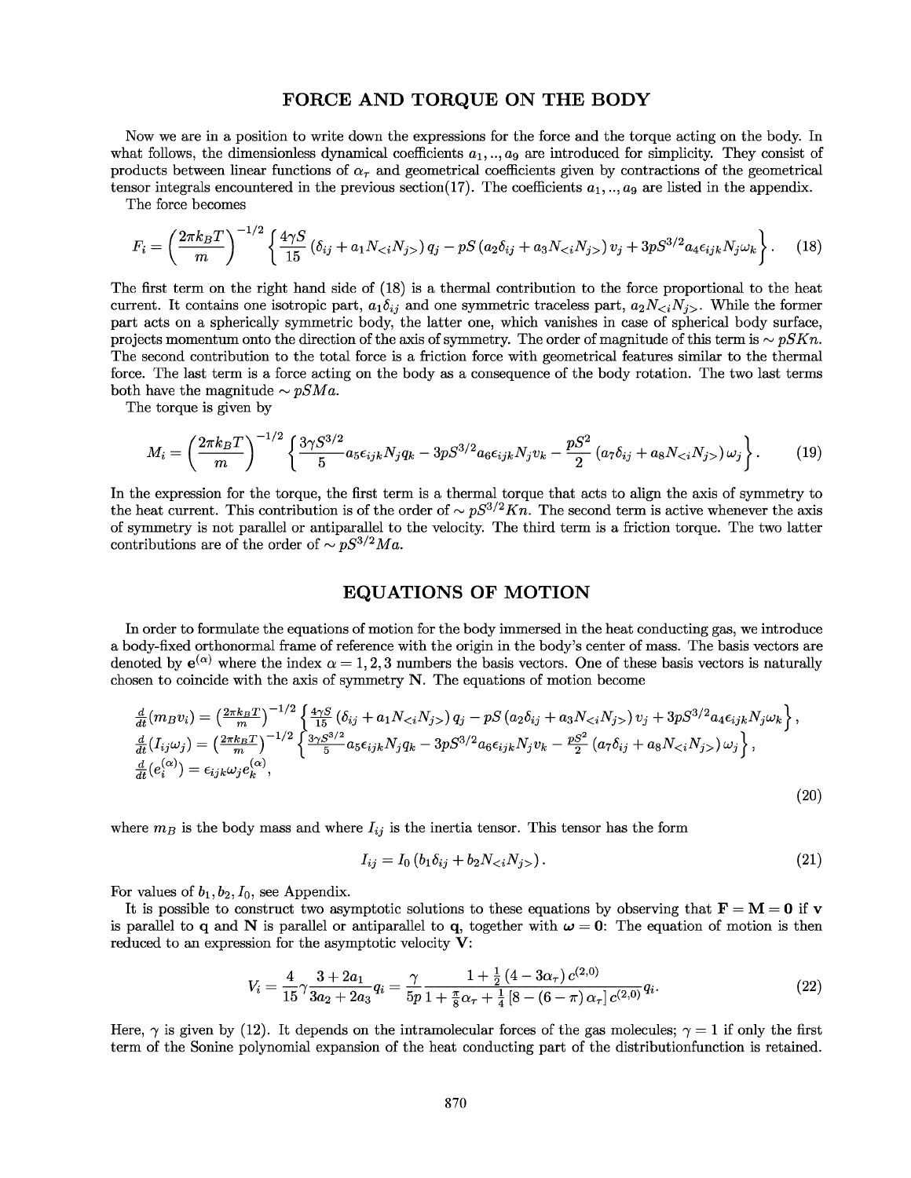## FORCE AND TORQUE ON THE BODY

Now we are in a position to write down the expressions for the force and the torque acting on the body. In what follows, the dimensionless dynamical coefficients $a_1, .., a_9$ are introduced for simplicity. They consist of products between linear functions of $\alpha_\tau$ and geometrical coefficients given by contractions of the geometrical tensor integrals encountered in the previous section(17). The coefficients $a_1, .., a_9$ are listed in the appendix.

The force becomes

$$F_i = \left(\frac{2\pi k_B T}{m}\right)^{-1/2} \left\{ \frac{4\gamma S}{15} \left(\delta_{ij} + a_1 N_{<i} N_{j>}\right) q_j - pS \left(a_2 \delta_{ij} + a_3 N_{<i} N_{j>}\right) v_j + 3pS^{3/2} a_4 \epsilon_{ijk} N_j \omega_k \right\}. \quad (18)$$

The first term on the right hand side of (18) is a thermal contribution to the force proportional to the heat current. It contains one isotropic part, $a_1 \delta_{ij}$ and one symmetric traceless part, $a_2 N_{<i} N_{j>}$. While the former part acts on a spherically symmetric body, the latter one, which vanishes in case of spherical body surface, projects momentum onto the direction of the axis of symmetry. The order of magnitude of this term is $\sim pSKn$. The second contribution to the total force is a friction force with geometrical features similar to the thermal force. The last term is a force acting on the body as a consequence of the body rotation. The two last terms both have the magnitude $\sim pSMa$.

The torque is given by

$$M_i = \left(\frac{2\pi k_B T}{m}\right)^{-1/2} \left\{ \frac{3\gamma S^{3/2}}{5} a_5 \epsilon_{ijk} N_j q_k - 3pS^{3/2} a_6 \epsilon_{ijk} N_j v_k - \frac{pS^2}{2} \left(a_7 \delta_{ij} + a_8 N_{<i} N_{j>}\right) \omega_j \right\}. \quad (19)$$

In the expression for the torque, the first term is a thermal torque that acts to align the axis of symmetry to the heat current. This contribution is of the order of $\sim pS^{3/2} Kn$. The second term is active whenever the axis of symmetry is not parallel or antiparallel to the velocity. The third term is a friction torque. The two latter contributions are of the order of $\sim pS^{3/2} Ma$.

## EQUATIONS OF MOTION

In order to formulate the equations of motion for the body immersed in the heat conducting gas, we introduce a body-fixed orthonormal frame of reference with the origin in the body's center of mass. The basis vectors are denoted by $\mathbf{e}^{(\alpha)}$ where the index $\alpha = 1, 2, 3$ numbers the basis vectors. One of these basis vectors is naturally chosen to coincide with the axis of symmetry $\mathbf{N}$. The equations of motion become

$$\begin{aligned}
\frac{d}{dt}(m_B v_i) &= \left(\frac{2\pi k_B T}{m}\right)^{-1/2} \left\{ \frac{4\gamma S}{15} \left(\delta_{ij} + a_1 N_{<i} N_{j>}\right) q_j - pS \left(a_2 \delta_{ij} + a_3 N_{<i} N_{j>}\right) v_j + 3pS^{3/2} a_4 \epsilon_{ijk} N_j \omega_k \right\}, \\
\frac{d}{dt}(I_{ij} \omega_j) &= \left(\frac{2\pi k_B T}{m}\right)^{-1/2} \left\{ \frac{3\gamma S^{3/2}}{5} a_5 \epsilon_{ijk} N_j q_k - 3pS^{3/2} a_6 \epsilon_{ijk} N_j v_k - \frac{pS^2}{2} \left(a_7 \delta_{ij} + a_8 N_{<i} N_{j>}\right) \omega_j \right\}, \\
\frac{d}{dt}(e_i^{(\alpha)}) &= \epsilon_{ijk} \omega_j e_k^{(\alpha)},
\end{aligned} \quad (20)$$

where $m_B$ is the body mass and where $I_{ij}$ is the inertia tensor. This tensor has the form

$$I_{ij} = I_0 \left(b_1 \delta_{ij} + b_2 N_{<i} N_{j>}\right). \quad (21)$$

For values of $b_1, b_2, I_0$, see Appendix.

It is possible to construct two asymptotic solutions to these equations by observing that $\mathbf{F} = \mathbf{M} = \mathbf{0}$ if $\mathbf{v}$ is parallel to $\mathbf{q}$ and $\mathbf{N}$ is parallel or antiparallel to $\mathbf{q}$, together with $\boldsymbol{\omega} = \mathbf{0}$: The equation of motion is then reduced to an expression for the asymptotic velocity $\mathbf{V}$:

$$V_i = \frac{4}{15} \gamma \frac{3 + 2a_1}{3a_2 + 2a_3} q_i = \frac{\gamma}{5p} \frac{1 + \frac{1}{2}(4 - 3\alpha_\tau) c^{(2,0)}}{1 + \frac{\pi}{8}\alpha_\tau + \frac{1}{4}\left[8 - (6 - \pi)\alpha_\tau\right] c^{(2,0)}} q_i. \quad (22)$$

Here, $\gamma$ is given by (12). It depends on the intramolecular forces of the gas molecules; $\gamma = 1$ if only the first term of the Sonine polynomial expansion of the heat conducting part of the distributionfunction is retained.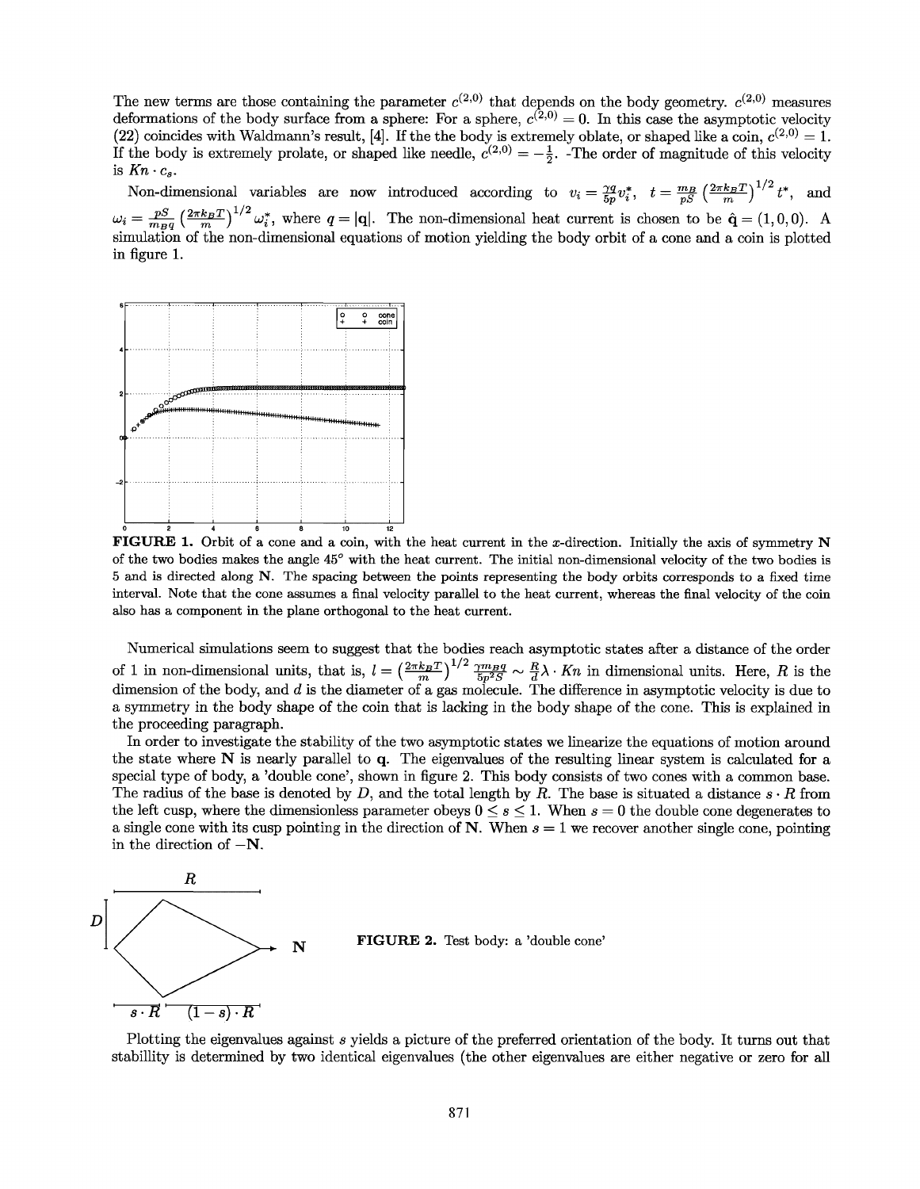The new terms are those containing the parameter $c^{(2,0)}$ that depends on the body geometry. $c^{(2,0)}$ measures deformations of the body surface from a sphere: For a sphere, $c^{(2,0)} = 0$. In this case the asymptotic velocity (22) coincides with Waldmann's result, [4]. If the the body is extremely oblate, or shaped like a coin, $c^{(2,0)} = 1$. If the body is extremely prolate, or shaped like needle, $c^{(2,0)} = -\frac{1}{2}$. -The order of magnitude of this velocity is $Kn \cdot c_s$.

Non-dimensional variables are now introduced according to $v_i = \frac{\gamma q}{5p} v_i^*$, $t = \frac{m_B}{pS} \left(\frac{2\pi k_B T}{m}\right)^{1/2} t^*$, and $\omega_i = \frac{pS}{m_B q} \left(\frac{2\pi k_B T}{m}\right)^{1/2} \omega_i^*$, where $q = |\mathbf{q}|$. The non-dimensional heat current is chosen to be $\hat{\mathbf{q}} = (1, 0, 0)$. A simulation of the non-dimensional equations of motion yielding the body orbit of a cone and a coin is plotted in figure 1.

**FIGURE 1.** Orbit of a cone and a coin, with the heat current in the $x$-direction. Initially the axis of symmetry $\mathbf{N}$ of the two bodies makes the angle 45° with the heat current. The initial non-dimensional velocity of the two bodies is 5 and is directed along $\mathbf{N}$. The spacing between the points representing the body orbits corresponds to a fixed time interval. Note that the cone assumes a final velocity parallel to the heat current, whereas the final velocity of the coin also has a component in the plane orthogonal to the heat current.

Numerical simulations seem to suggest that the bodies reach asymptotic states after a distance of the order of 1 in non-dimensional units, that is, $l = \left(\frac{2\pi k_B T}{m}\right)^{1/2} \frac{\gamma m_B q}{5p^2 S} \sim \frac{R}{d} \lambda \cdot Kn$ in dimensional units. Here, $R$ is the dimension of the body, and $d$ is the diameter of a gas molecule. The difference in asymptotic velocity is due to a symmetry in the body shape of the coin that is lacking in the body shape of the cone. This is explained in the proceeding paragraph.

In order to investigate the stability of the two asymptotic states we linearize the equations of motion around the state where $\mathbf{N}$ is nearly parallel to $\mathbf{q}$. The eigenvalues of the resulting linear system is calculated for a special type of body, a 'double cone', shown in figure 2. This body consists of two cones with a common base. The radius of the base is denoted by $D$, and the total length by $R$. The base is situated a distance $s \cdot R$ from the left cusp, where the dimensionless parameter obeys $0 \leq s \leq 1$. When $s = 0$ the double cone degenerates to a single cone with its cusp pointing in the direction of $\mathbf{N}$. When $s = 1$ we recover another single cone, pointing in the direction of $-\mathbf{N}$.

**FIGURE 2.** Test body: a 'double cone'

Plotting the eigenvalues against $s$ yields a picture of the preferred orientation of the body. It turns out that stabillity is determined by two identical eigenvalues (the other eigenvalues are either negative or zero for all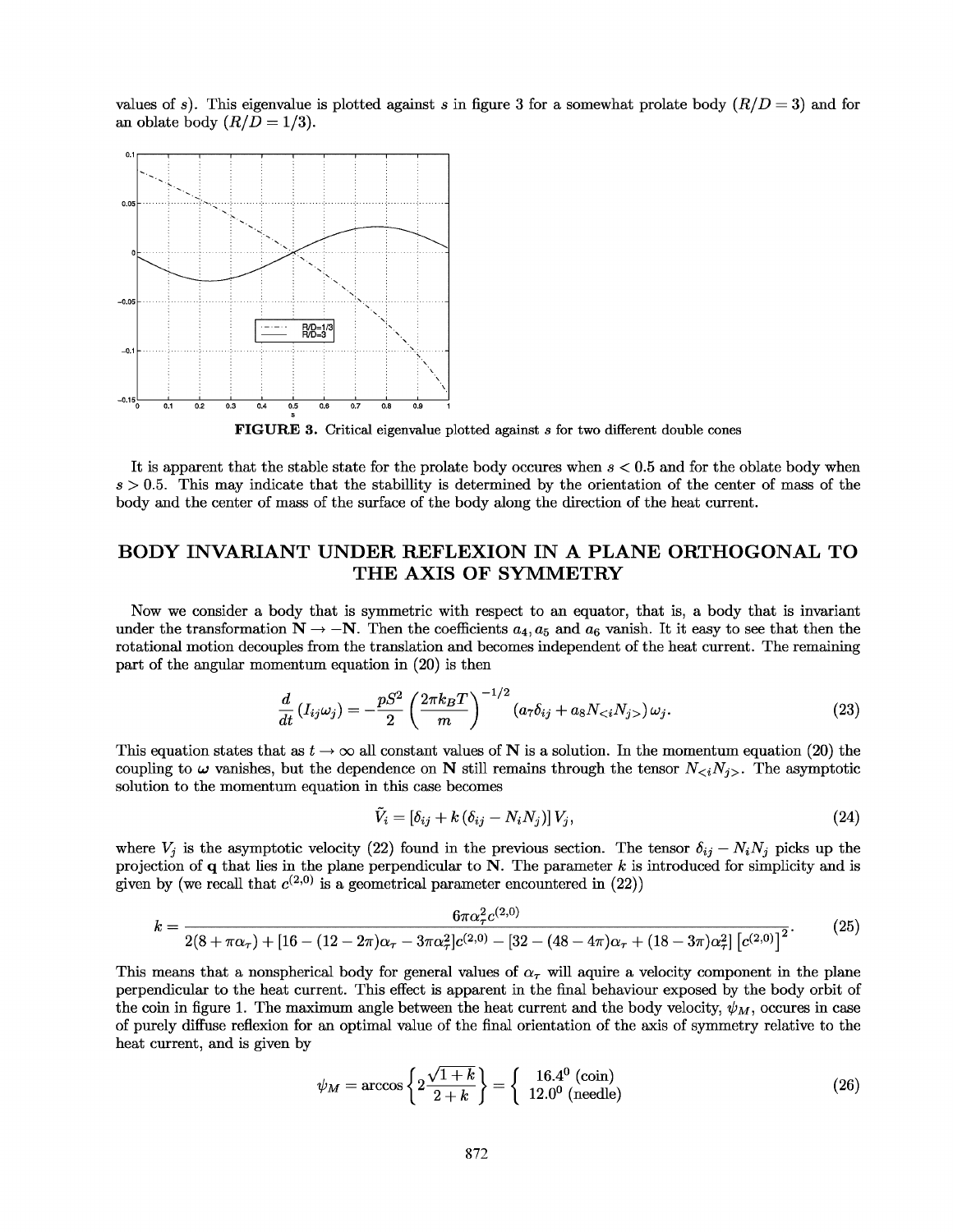values of $s$). This eigenvalue is plotted against $s$ in figure 3 for a somewhat prolate body ($R/D = 3$) and for an oblate body ($R/D = 1/3$).

**FIGURE 3.** Critical eigenvalue plotted against $s$ for two different double cones

It is apparent that the stable state for the prolate body occures when $s < 0.5$ and for the oblate body when $s > 0.5$. This may indicate that the stabillity is determined by the orientation of the center of mass of the body and the center of mass of the surface of the body along the direction of the heat current.

## BODY INVARIANT UNDER REFLEXION IN A PLANE ORTHOGONAL TO THE AXIS OF SYMMETRY

Now we consider a body that is symmetric with respect to an equator, that is, a body that is invariant under the transformation $\mathbf{N} \rightarrow -\mathbf{N}$. Then the coefficients $a_4, a_5$ and $a_6$ vanish. It it easy to see that then the rotational motion decouples from the translation and becomes independent of the heat current. The remaining part of the angular momentum equation in (20) is then

$$\frac{d}{dt}\left(I_{ij}\omega_j\right) = -\frac{pS^2}{2}\left(\frac{2\pi k_B T}{m}\right)^{-1/2}\left(a_7\delta_{ij} + a_8 N_{<i}N_{j>}\right)\omega_j. \tag{23}$$

This equation states that as $t \rightarrow \infty$ all constant values of $\mathbf{N}$ is a solution. In the momentum equation (20) the coupling to $\boldsymbol{\omega}$ vanishes, but the dependence on $\mathbf{N}$ still remains through the tensor $N_{<i}N_{j>}$. The asymptotic solution to the momentum equation in this case becomes

$$\tilde{V}_i = \left[\delta_{ij} + k\left(\delta_{ij} - N_i N_j\right)\right] V_j, \tag{24}$$

where $V_j$ is the asymptotic velocity (22) found in the previous section. The tensor $\delta_{ij} - N_i N_j$ picks up the projection of $\mathbf{q}$ that lies in the plane perpendicular to $\mathbf{N}$. The parameter $k$ is introduced for simplicity and is given by (we recall that $c^{(2,0)}$ is a geometrical parameter encountered in (22))

$$k = \frac{6\pi\alpha_\tau^2 c^{(2,0)}}{2(8+\pi\alpha_\tau) + \left[16 - (12-2\pi)\alpha_\tau - 3\pi\alpha_\tau^2\right]c^{(2,0)} - \left[32 - (48-4\pi)\alpha_\tau + (18-3\pi)\alpha_\tau^2\right]\left[c^{(2,0)}\right]^2}. \tag{25}$$

This means that a nonspherical body for general values of $\alpha_\tau$ will aquire a velocity component in the plane perpendicular to the heat current. This effect is apparent in the final behaviour exposed by the body orbit of the coin in figure 1. The maximum angle between the heat current and the body velocity, $\psi_M$, occures in case of purely diffuse reflexion for an optimal value of the final orientation of the axis of symmetry relative to the heat current, and is given by

$$\psi_M = \arccos\left\{2\frac{\sqrt{1+k}}{2+k}\right\} = \left\{\begin{array}{l} 16.4^0 \text{ (coin)} \\ 12.0^0 \text{ (needle)} \end{array}\right. \tag{26}$$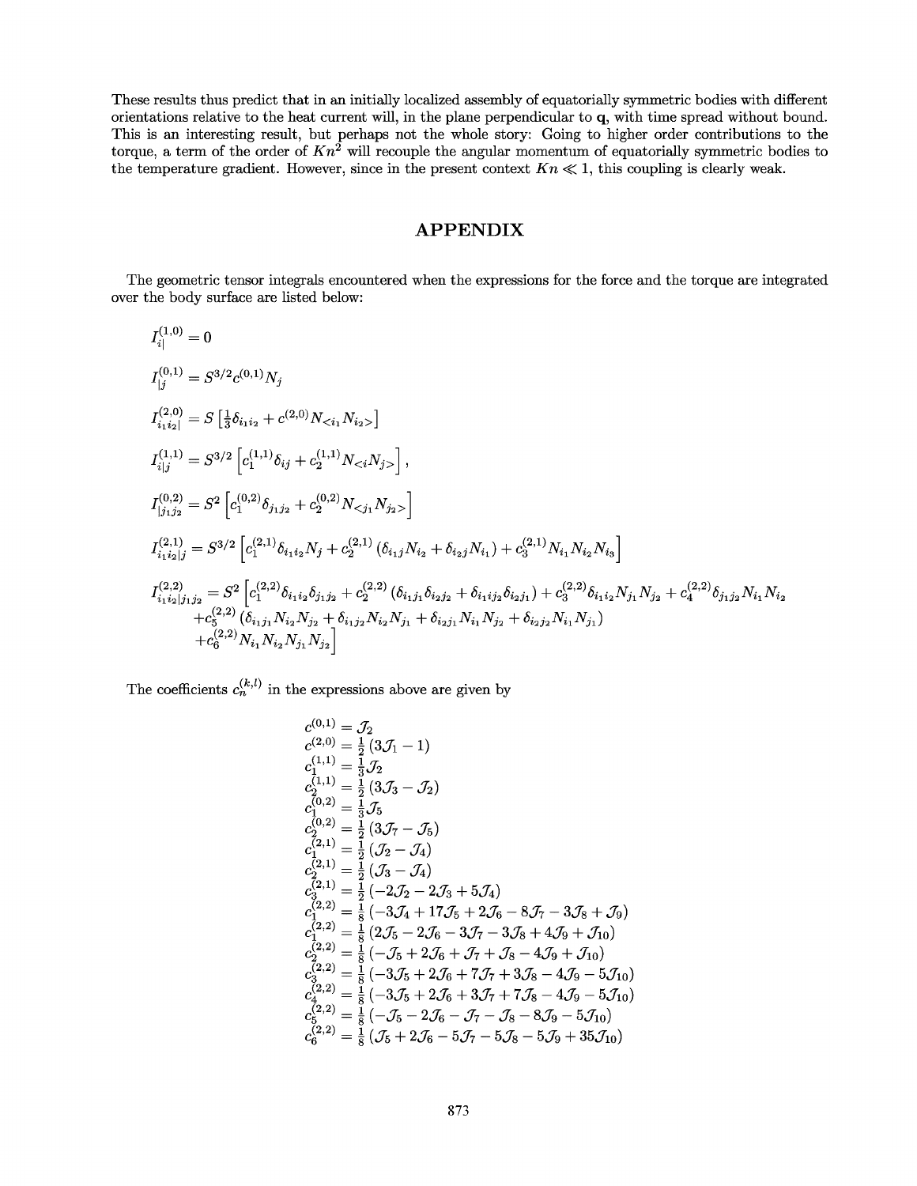These results thus predict that in an initially localized assembly of equatorially symmetric bodies with different orientations relative to the heat current will, in the plane perpendicular to **q**, with time spread without bound. This is an interesting result, but perhaps not the whole story: Going to higher order contributions to the torque, a term of the order of $Kn^2$ will recouple the angular momentum of equatorially symmetric bodies to the temperature gradient. However, since in the present context $Kn \ll 1$, this coupling is clearly weak.

# APPENDIX

The geometric tensor integrals encountered when the expressions for the force and the torque are integrated over the body surface are listed below:

$$I^{(1,0)}_{i|} = 0$$

$$I^{(0,1)}_{|j} = S^{3/2} c^{(0,1)} N_j$$

$$I^{(2,0)}_{i_1 i_2|} = S\left[\tfrac{1}{3}\delta_{i_1 i_2} + c^{(2,0)} N_{<i_1} N_{i_2>}\right]$$

$$I^{(1,1)}_{i|j} = S^{3/2}\left[c^{(1,1)}_1 \delta_{ij} + c^{(1,1)}_2 N_{<i} N_{j>}\right],$$

$$I^{(0,2)}_{|j_1 j_2} = S^2\left[c^{(0,2)}_1 \delta_{j_1 j_2} + c^{(0,2)}_2 N_{<j_1} N_{j_2>}\right]$$

$$I^{(2,1)}_{i_1 i_2|j} = S^{3/2}\left[c^{(2,1)}_1 \delta_{i_1 i_2} N_j + c^{(2,1)}_2 \left(\delta_{i_1 j} N_{i_2} + \delta_{i_2 j} N_{i_1}\right) + c^{(2,1)}_3 N_{i_1} N_{i_2} N_{i_3}\right]$$

$$\begin{aligned}
I^{(2,2)}_{i_1 i_2|j_1 j_2} = S^2 \Big[ & c^{(2,2)}_1 \delta_{i_1 i_2}\delta_{j_1 j_2} + c^{(2,2)}_2 \left(\delta_{i_1 j_1}\delta_{i_2 j_2} + \delta_{i_1 i j_2}\delta_{i_2 j_1}\right) + c^{(2,2)}_3 \delta_{i_1 i_2} N_{j_1} N_{j_2} + c^{(2,2)}_4 \delta_{j_1 j_2} N_{i_1} N_{i_2} \\
& + c^{(2,2)}_5 \left(\delta_{i_1 j_1} N_{i_2} N_{j_2} + \delta_{i_1 j_2} N_{i_2} N_{j_1} + \delta_{i_2 j_1} N_{i_1} N_{j_2} + \delta_{i_2 j_2} N_{i_1} N_{j_1}\right) \\
& + c^{(2,2)}_6 N_{i_1} N_{i_2} N_{j_1} N_{j_2} \Big]
\end{aligned}$$

The coefficients $c^{(k,l)}_n$ in the expressions above are given by

$$\begin{aligned}
c^{(0,1)} &= \mathcal{J}_2 \\
c^{(2,0)} &= \tfrac{1}{2}\left(3\mathcal{J}_1 - 1\right) \\
c^{(1,1)}_1 &= \tfrac{1}{3}\mathcal{J}_2 \\
c^{(1,1)}_2 &= \tfrac{1}{2}\left(3\mathcal{J}_3 - \mathcal{J}_2\right) \\
c^{(0,2)}_1 &= \tfrac{1}{3}\mathcal{J}_5 \\
c^{(0,2)}_2 &= \tfrac{1}{2}\left(3\mathcal{J}_7 - \mathcal{J}_5\right) \\
c^{(2,1)}_1 &= \tfrac{1}{2}\left(\mathcal{J}_2 - \mathcal{J}_4\right) \\
c^{(2,1)}_2 &= \tfrac{1}{2}\left(\mathcal{J}_3 - \mathcal{J}_4\right) \\
c^{(2,1)}_3 &= \tfrac{1}{2}\left(-2\mathcal{J}_2 - 2\mathcal{J}_3 + 5\mathcal{J}_4\right) \\
c^{(2,2)}_1 &= \tfrac{1}{8}\left(-3\mathcal{J}_4 + 17\mathcal{J}_5 + 2\mathcal{J}_6 - 8\mathcal{J}_7 - 3\mathcal{J}_8 + \mathcal{J}_9\right) \\
c^{(2,2)}_1 &= \tfrac{1}{8}\left(2\mathcal{J}_5 - 2\mathcal{J}_6 - 3\mathcal{J}_7 - 3\mathcal{J}_8 + 4\mathcal{J}_9 + \mathcal{J}_{10}\right) \\
c^{(2,2)}_2 &= \tfrac{1}{8}\left(-\mathcal{J}_5 + 2\mathcal{J}_6 + \mathcal{J}_7 + \mathcal{J}_8 - 4\mathcal{J}_9 + \mathcal{J}_{10}\right) \\
c^{(2,2)}_3 &= \tfrac{1}{8}\left(-3\mathcal{J}_5 + 2\mathcal{J}_6 + 7\mathcal{J}_7 + 3\mathcal{J}_8 - 4\mathcal{J}_9 - 5\mathcal{J}_{10}\right) \\
c^{(2,2)}_4 &= \tfrac{1}{8}\left(-3\mathcal{J}_5 + 2\mathcal{J}_6 + 3\mathcal{J}_7 + 7\mathcal{J}_8 - 4\mathcal{J}_9 - 5\mathcal{J}_{10}\right) \\
c^{(2,2)}_5 &= \tfrac{1}{8}\left(-\mathcal{J}_5 - 2\mathcal{J}_6 - \mathcal{J}_7 - \mathcal{J}_8 - 8\mathcal{J}_9 - 5\mathcal{J}_{10}\right) \\
c^{(2,2)}_6 &= \tfrac{1}{8}\left(\mathcal{J}_5 + 2\mathcal{J}_6 - 5\mathcal{J}_7 - 5\mathcal{J}_8 - 5\mathcal{J}_9 + 35\mathcal{J}_{10}\right)
\end{aligned}$$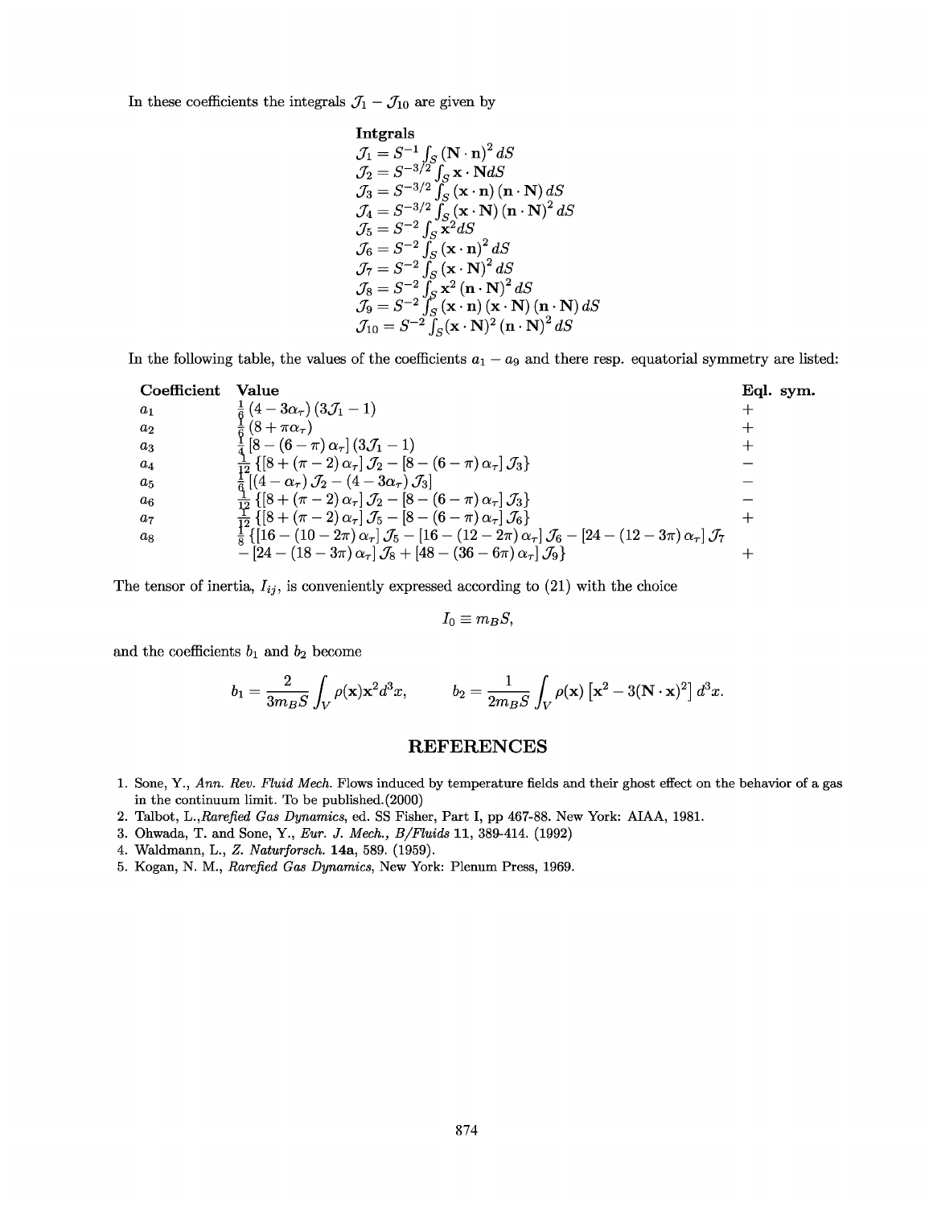In these coefficients the integrals $\mathcal{J}_1 - \mathcal{J}_{10}$ are given by

**Intgrals**

$$\mathcal{J}_1 = S^{-1} \int_S (\mathbf{N} \cdot \mathbf{n})^2 \, dS$$
$$\mathcal{J}_2 = S^{-3/2} \int_S \mathbf{x} \cdot \mathbf{N} dS$$
$$\mathcal{J}_3 = S^{-3/2} \int_S (\mathbf{x} \cdot \mathbf{n}) (\mathbf{n} \cdot \mathbf{N}) \, dS$$
$$\mathcal{J}_4 = S^{-3/2} \int_S (\mathbf{x} \cdot \mathbf{N}) (\mathbf{n} \cdot \mathbf{N})^2 \, dS$$
$$\mathcal{J}_5 = S^{-2} \int_S \mathbf{x}^2 dS$$
$$\mathcal{J}_6 = S^{-2} \int_S (\mathbf{x} \cdot \mathbf{n})^2 \, dS$$
$$\mathcal{J}_7 = S^{-2} \int_S (\mathbf{x} \cdot \mathbf{N})^2 \, dS$$
$$\mathcal{J}_8 = S^{-2} \int_S \mathbf{x}^2 (\mathbf{n} \cdot \mathbf{N})^2 \, dS$$
$$\mathcal{J}_9 = S^{-2} \int_S (\mathbf{x} \cdot \mathbf{n}) (\mathbf{x} \cdot \mathbf{N}) (\mathbf{n} \cdot \mathbf{N}) \, dS$$
$$\mathcal{J}_{10} = S^{-2} \int_S (\mathbf{x} \cdot \mathbf{N})^2 (\mathbf{n} \cdot \mathbf{N})^2 \, dS$$

In the following table, the values of the coefficients $a_1 - a_9$ and there resp. equatorial symmetry are listed:

| Coefficient | Value | Eql. sym. |
|---|---|---|
| $a_1$ | $\frac{1}{6}(4 - 3\alpha_\tau)(3\mathcal{J}_1 - 1)$ | + |
| $a_2$ | $\frac{1}{6}(8 + \pi\alpha_\tau)$ | + |
| $a_3$ | $\frac{1}{4}[8 - (6 - \pi)\alpha_\tau](3\mathcal{J}_1 - 1)$ | + |
| $a_4$ | $\frac{1}{12}\{[8 + (\pi - 2)\alpha_\tau]\mathcal{J}_2 - [8 - (6 - \pi)\alpha_\tau]\mathcal{J}_3\}$ | − |
| $a_5$ | $\frac{1}{6}[(4 - \alpha_\tau)\mathcal{J}_2 - (4 - 3\alpha_\tau)\mathcal{J}_3]$ | − |
| $a_6$ | $\frac{1}{12}\{[8 + (\pi - 2)\alpha_\tau]\mathcal{J}_2 - [8 - (6 - \pi)\alpha_\tau]\mathcal{J}_3\}$ | − |
| $a_7$ | $\frac{1}{12}\{[8 + (\pi - 2)\alpha_\tau]\mathcal{J}_5 - [8 - (6 - \pi)\alpha_\tau]\mathcal{J}_6\}$ | + |
| $a_8$ | $\frac{1}{8}\{[16 - (10 - 2\pi)\alpha_\tau]\mathcal{J}_5 - [16 - (12 - 2\pi)\alpha_\tau]\mathcal{J}_6 - [24 - (12 - 3\pi)\alpha_\tau]\mathcal{J}_7$ $- [24 - (18 - 3\pi)\alpha_\tau]\mathcal{J}_8 + [48 - (36 - 6\pi)\alpha_\tau]\mathcal{J}_9\}$ | + |

The tensor of inertia, $I_{ij}$, is conveniently expressed according to (21) with the choice

$$I_0 \equiv m_B S,$$

and the coefficients $b_1$ and $b_2$ become

$$b_1 = \frac{2}{3m_B S} \int_V \rho(\mathbf{x}) \mathbf{x}^2 d^3x, \qquad b_2 = \frac{1}{2m_B S} \int_V \rho(\mathbf{x}) \left[\mathbf{x}^2 - 3(\mathbf{N} \cdot \mathbf{x})^2\right] d^3x.$$

## REFERENCES

1. Sone, Y., *Ann. Rev. Fluid Mech.* Flows induced by temperature fields and their ghost effect on the behavior of a gas in the continuum limit. To be published.(2000)
2. Talbot, L.,*Rarefied Gas Dynamics*, ed. SS Fisher, Part I, pp 467-88. New York: AIAA, 1981.
3. Ohwada, T. and Sone, Y., *Eur. J. Mech., B/Fluids* **11**, 389-414. (1992)
4. Waldmann, L., *Z. Naturforsch.* **14a**, 589. (1959).
5. Kogan, N. M., *Rarefied Gas Dynamics*, New York: Plenum Press, 1969.